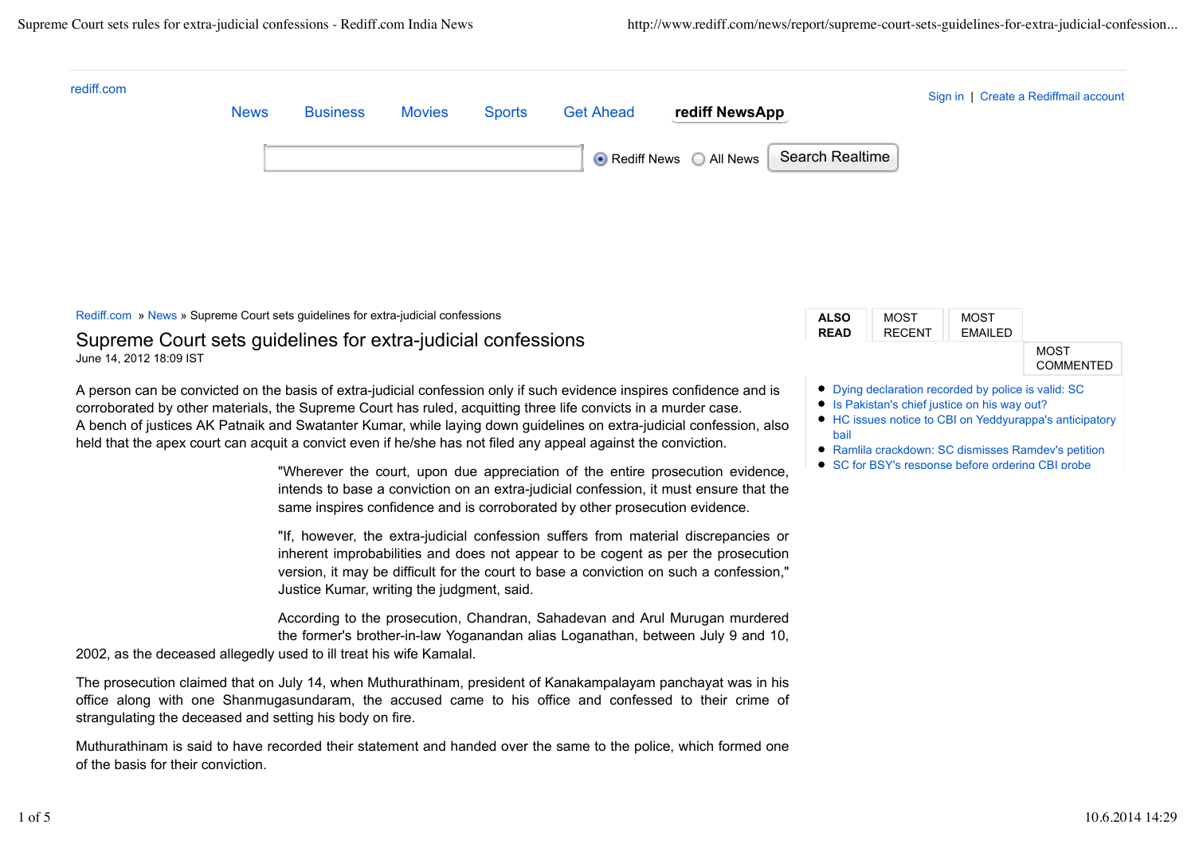Rediff.com » News » Supreme Court sets guidelines for extra-judicial confessions

# Supreme Court sets guidelines for extra-judicial confessions

June 14, 2012 18:09 IST

A person can be convicted on the basis of extra-judicial confession only if such evidence inspires confidence and is corroborated by other materials, the Supreme Court has ruled, acquitting three life convicts in a murder case.

A bench of justices AK Patnaik and Swatanter Kumar, while laying down guidelines on extra-judicial confession, also held that the apex court can acquit a convict even if he/she has not filed any appeal against the conviction.

"Wherever the court, upon due appreciation of the entire prosecution evidence, intends to base a conviction on an extra-judicial confession, it must ensure that the same inspires confidence and is corroborated by other prosecution evidence.

"If, however, the extra-judicial confession suffers from material discrepancies or inherent improbabilities and does not appear to be cogent as per the prosecution version, it may be difficult for the court to base a conviction on such a confession," Justice Kumar, writing the judgment, said.

According to the prosecution, Chandran, Sahadevan and Arul Murugan murdered the former's brother-in-law Yoganandan alias Loganathan, between July 9 and 10, 2002, as the deceased allegedly used to ill treat his wife Kamalal.

The prosecution claimed that on July 14, when Muthurathinam, president of Kanakampalayam panchayat was in his office along with one Shanmugasundaram, the accused came to his office and confessed to their crime of strangulating the deceased and setting his body on fire.

Muthurathinam is said to have recorded their statement and handed over the same to the police, which formed one of the basis for their conviction.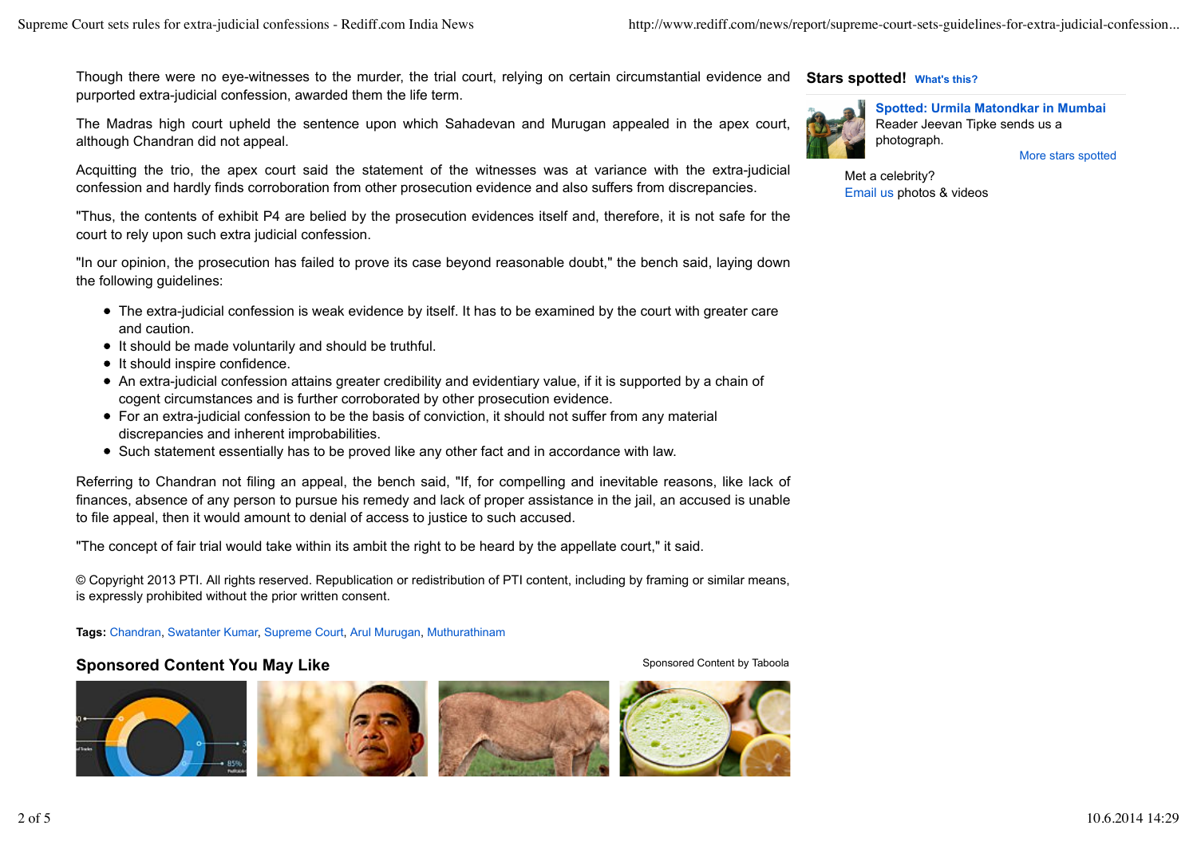Though there were no eye-witnesses to the murder, the trial court, relying on certain circumstantial evidence and purported extra-judicial confession, awarded them the life term.

The Madras high court upheld the sentence upon which Sahadevan and Murugan appealed in the apex court, although Chandran did not appeal.

Acquitting the trio, the apex court said the statement of the witnesses was at variance with the extra-judicial confession and hardly finds corroboration from other prosecution evidence and also suffers from discrepancies.

"Thus, the contents of exhibit P4 are belied by the prosecution evidences itself and, therefore, it is not safe for the court to rely upon such extra judicial confession.

"In our opinion, the prosecution has failed to prove its case beyond reasonable doubt," the bench said, laying down the following guidelines:

- The extra-judicial confession is weak evidence by itself. It has to be examined by the court with greater care and caution.
- It should be made voluntarily and should be truthful.
- It should inspire confidence.
- An extra-judicial confession attains greater credibility and evidentiary value, if it is supported by a chain of cogent circumstances and is further corroborated by other prosecution evidence.
- For an extra-judicial confession to be the basis of conviction, it should not suffer from any material discrepancies and inherent improbabilities.
- Such statement essentially has to be proved like any other fact and in accordance with law.

Referring to Chandran not filing an appeal, the bench said, "If, for compelling and inevitable reasons, like lack of finances, absence of any person to pursue his remedy and lack of proper assistance in the jail, an accused is unable to file appeal, then it would amount to denial of access to justice to such accused.

"The concept of fair trial would take within its ambit the right to be heard by the appellate court," it said.

© Copyright 2013 PTI. All rights reserved. Republication or redistribution of PTI content, including by framing or similar means, is expressly prohibited without the prior written consent.

**Tags:** Chandran, Swatanter Kumar, Supreme Court, Arul Murugan, Muthurathinam

## Sponsored Content You May Like

Sponsored Content by Taboola

## Stars spotted! What's this?

**Spotted: Urmila Matondkar in Mumbai**
Reader Jeevan Tipke sends us a photograph.

More stars spotted

Met a celebrity?
Email us photos & videos